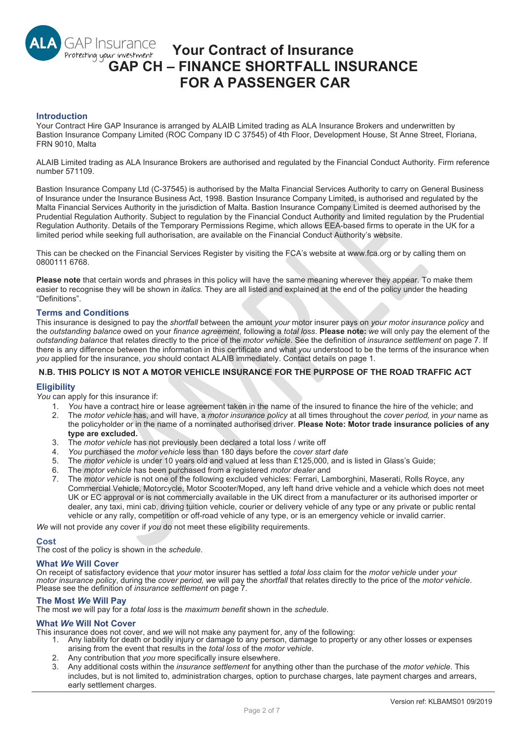ALA GAP Insurance
Protecting your investment

# Your Contract of Insurance
# GAP CH – FINANCE SHORTFALL INSURANCE FOR A PASSENGER CAR

## Introduction

Your Contract Hire GAP Insurance is arranged by ALAIB Limited trading as ALA Insurance Brokers and underwritten by Bastion Insurance Company Limited (ROC Company ID C 37545) of 4th Floor, Development House, St Anne Street, Floriana, FRN 9010, Malta

ALAIB Limited trading as ALA Insurance Brokers are authorised and regulated by the Financial Conduct Authority. Firm reference number 571109.

Bastion Insurance Company Ltd (C-37545) is authorised by the Malta Financial Services Authority to carry on General Business of Insurance under the Insurance Business Act, 1998. Bastion Insurance Company Limited, is authorised and regulated by the Malta Financial Services Authority in the jurisdiction of Malta. Bastion Insurance Company Limited is deemed authorised by the Prudential Regulation Authority. Subject to regulation by the Financial Conduct Authority and limited regulation by the Prudential Regulation Authority. Details of the Temporary Permissions Regime, which allows EEA-based firms to operate in the UK for a limited period while seeking full authorisation, are available on the Financial Conduct Authority's website.

This can be checked on the Financial Services Register by visiting the FCA's website at www.fca.org or by calling them on 0800111 6768.

**Please note** that certain words and phrases in this policy will have the same meaning wherever they appear. To make them easier to recognise they will be shown in *italics.* They are all listed and explained at the end of the policy under the heading "Definitions".

## Terms and Conditions

This insurance is designed to pay the *shortfall* between the amount *your* motor insurer pays on *your motor insurance policy* and the *outstanding balance* owed on your *finance agreement*, following a *total loss*. **Please note:** *we* will only pay the element of the *outstanding balance* that relates directly to the price of the *motor vehicle*. See the definition of *insurance settlement* on page 7. If there is any difference between the information in this certificate and what *you* understood to be the terms of the insurance when *you* applied for the insurance, *you* should contact ALAIB immediately. Contact details on page 1.

**N.B. THIS POLICY IS NOT A MOTOR VEHICLE INSURANCE FOR THE PURPOSE OF THE ROAD TRAFFIC ACT**

## Eligibility

*You* can apply for this insurance if:

1. *You* have a contract hire or lease agreement taken in the name of the insured to finance the hire of the vehicle; and
2. The *motor vehicle* has, and will have, a *motor insurance policy* at all times throughout the *cover period,* in *your* name as the policyholder or in the name of a nominated authorised driver. **Please Note: Motor trade insurance policies of any type are excluded.**
3. The *motor vehicle* has not previously been declared a total loss / write off
4. *You* purchased the *motor vehicle* less than 180 days before the *cover start date*
5. The *motor vehicle* is under 10 years old and valued at less than £125,000, and is listed in Glass's Guide;
6. The *motor vehicle* has been purchased from a registered *motor dealer* and
7. The *motor vehicle* is not one of the following excluded vehicles: Ferrari, Lamborghini, Maserati, Rolls Royce, any Commercial Vehicle, Motorcycle, Motor Scooter/Moped, any left hand drive vehicle and a vehicle which does not meet UK or EC approval or is not commercially available in the UK direct from a manufacturer or its authorised importer or dealer, any taxi, mini cab, driving tuition vehicle, courier or delivery vehicle of any type or any private or public rental vehicle or any rally, competition or off-road vehicle of any type, or is an emergency vehicle or invalid carrier.

*We* will not provide any cover if *you* do not meet these eligibility requirements.

## Cost

The cost of the policy is shown in the *schedule*.

## What *We* Will Cover

On receipt of satisfactory evidence that *your* motor insurer has settled a *total loss* claim for the *motor vehicle* under *your motor insurance policy*, during the *cover period, we* will pay the *shortfall* that relates directly to the price of the *motor vehicle*. Please see the definition of *insurance settlement* on page 7.

## The Most *We* Will Pay

The most *we* will pay for a *total loss* is the *maximum benefit* shown in the *schedule*.

## What *We* Will Not Cover

This insurance does not cover, and *we* will not make any payment for, any of the following:

1. Any liability for death or bodily injury or damage to any person, damage to property or any other losses or expenses arising from the event that results in the *total loss* of the *motor vehicle*.
2. Any contribution that *you* more specifically insure elsewhere.
3. Any additional costs within the *insurance settlement* for anything other than the purchase of the *motor vehicle*. This includes, but is not limited to, administration charges, option to purchase charges, late payment charges and arrears, early settlement charges.

Version ref: KLBAMS01 09/2019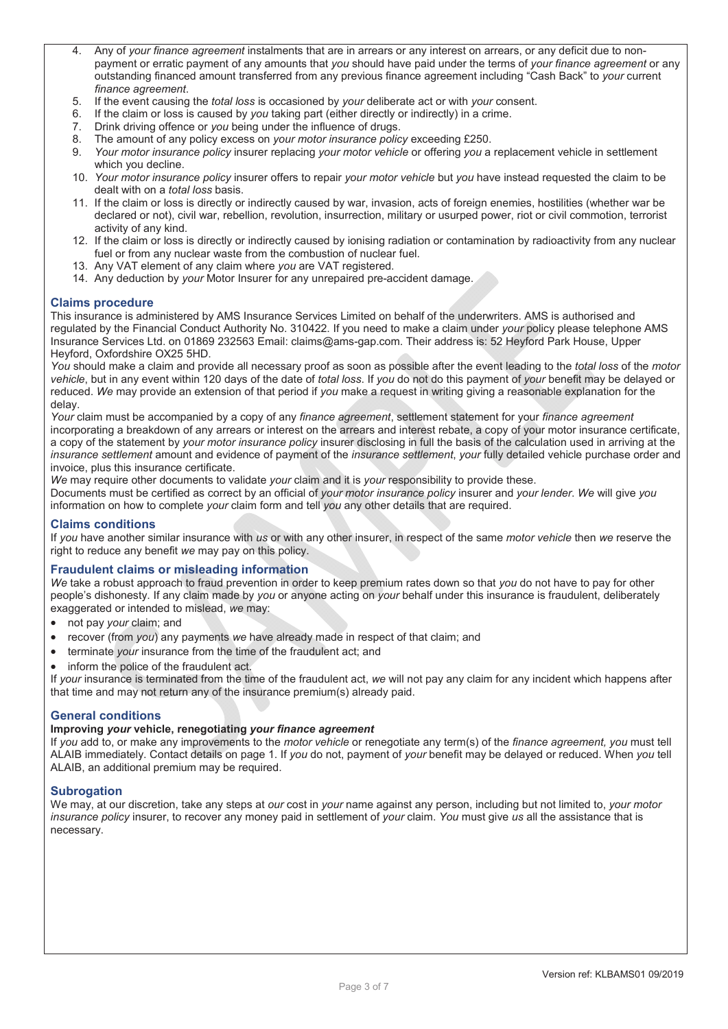4. Any of *your finance agreement* instalments that are in arrears or any interest on arrears, or any deficit due to non-payment or erratic payment of any amounts that *you* should have paid under the terms of *your finance agreement* or any outstanding financed amount transferred from any previous finance agreement including "Cash Back" to *your* current *finance agreement*.
5. If the event causing the *total loss* is occasioned by *your* deliberate act or with *your* consent.
6. If the claim or loss is caused by *you* taking part (either directly or indirectly) in a crime.
7. Drink driving offence or *you* being under the influence of drugs.
8. The amount of any policy excess on *your motor insurance policy* exceeding £250.
9. *Your motor insurance policy* insurer replacing *your motor vehicle* or offering *you* a replacement vehicle in settlement which you decline.
10. *Your motor insurance policy* insurer offers to repair *your motor vehicle* but *you* have instead requested the claim to be dealt with on a *total loss* basis.
11. If the claim or loss is directly or indirectly caused by war, invasion, acts of foreign enemies, hostilities (whether war be declared or not), civil war, rebellion, revolution, insurrection, military or usurped power, riot or civil commotion, terrorist activity of any kind.
12. If the claim or loss is directly or indirectly caused by ionising radiation or contamination by radioactivity from any nuclear fuel or from any nuclear waste from the combustion of nuclear fuel.
13. Any VAT element of any claim where *you* are VAT registered.
14. Any deduction by *your* Motor Insurer for any unrepaired pre-accident damage.

## Claims procedure

This insurance is administered by AMS Insurance Services Limited on behalf of the underwriters. AMS is authorised and regulated by the Financial Conduct Authority No. 310422. If you need to make a claim under *your* policy please telephone AMS Insurance Services Ltd. on 01869 232563 Email: claims@ams-gap.com. Their address is: 52 Heyford Park House, Upper Heyford, Oxfordshire OX25 5HD.

*You* should make a claim and provide all necessary proof as soon as possible after the event leading to the *total loss* of the *motor vehicle*, but in any event within 120 days of the date of *total loss*. If *you* do not do this payment of *your* benefit may be delayed or reduced. *We* may provide an extension of that period if *you* make a request in writing giving a reasonable explanation for the delay.

*Your* claim must be accompanied by a copy of any *finance agreement*, settlement statement for your *finance agreement* incorporating a breakdown of any arrears or interest on the arrears and interest rebate, a copy of your motor insurance certificate, a copy of the statement by *your motor insurance policy* insurer disclosing in full the basis of the calculation used in arriving at the *insurance settlement* amount and evidence of payment of the *insurance settlement*, *your* fully detailed vehicle purchase order and invoice, plus this insurance certificate.

*We* may require other documents to validate *your* claim and it is *your* responsibility to provide these.

Documents must be certified as correct by an official of *your motor insurance policy* insurer and *your lender*. *We* will give *you* information on how to complete *your* claim form and tell *you* any other details that are required.

## Claims conditions

If *you* have another similar insurance with *us* or with any other insurer, in respect of the same *motor vehicle* then *we* reserve the right to reduce any benefit *we* may pay on this policy.

## Fraudulent claims or misleading information

*We* take a robust approach to fraud prevention in order to keep premium rates down so that *you* do not have to pay for other people's dishonesty. If any claim made by *you* or anyone acting on *your* behalf under this insurance is fraudulent, deliberately exaggerated or intended to mislead, *we* may:

- not pay *your* claim; and
- recover (from *you*) any payments *we* have already made in respect of that claim; and
- terminate *your* insurance from the time of the fraudulent act; and
- inform the police of the fraudulent act.

If *your* insurance is terminated from the time of the fraudulent act, *we* will not pay any claim for any incident which happens after that time and may not return any of the insurance premium(s) already paid.

## General conditions

### Improving *your* vehicle, renegotiating *your finance agreement*

If *you* add to, or make any improvements to the *motor vehicle* or renegotiate any term(s) of the *finance agreement*, *you* must tell ALAIB immediately. Contact details on page 1. If *you* do not, payment of *your* benefit may be delayed or reduced. When *you* tell ALAIB, an additional premium may be required.

## Subrogation

We may, at our discretion, take any steps at *our* cost in *your* name against any person, including but not limited to, *your motor insurance policy* insurer, to recover any money paid in settlement of *your* claim. *You* must give *us* all the assistance that is necessary.

Version ref: KLBAMS01 09/2019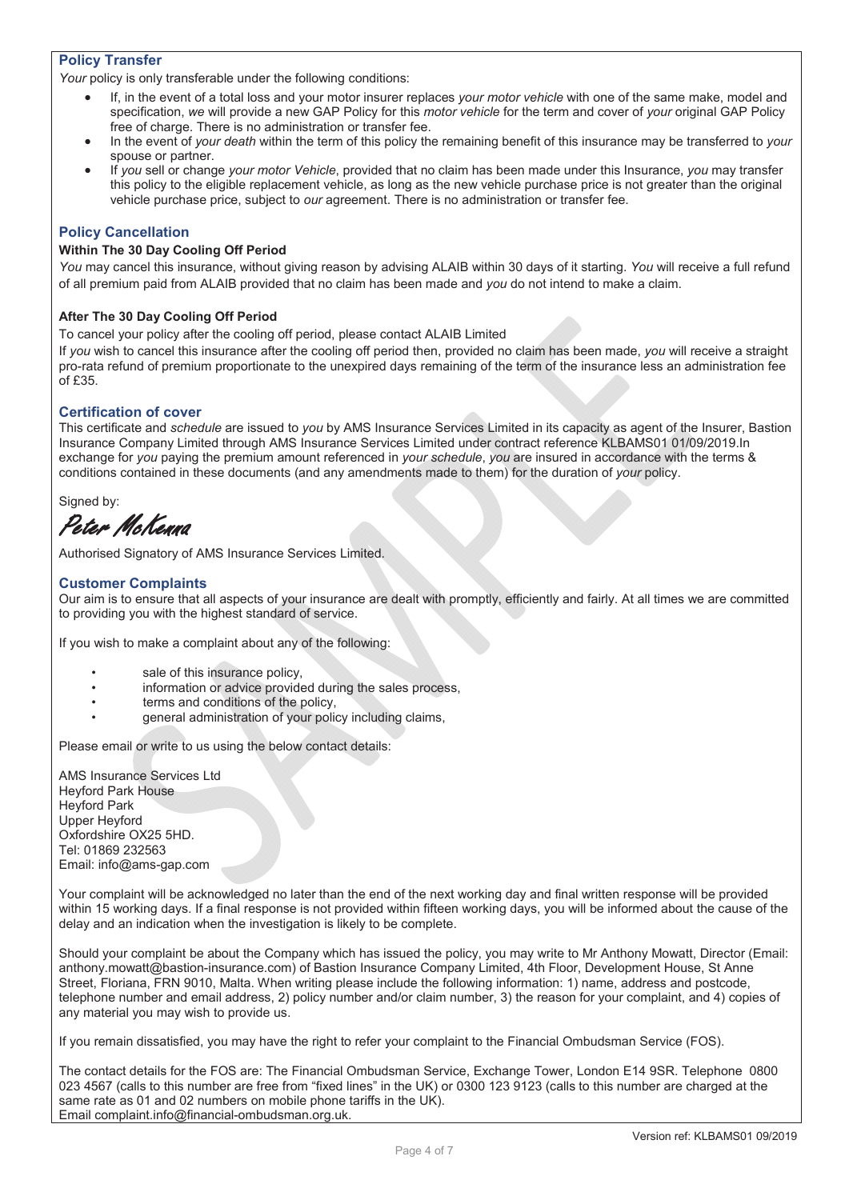## Policy Transfer

*Your* policy is only transferable under the following conditions:

- If, in the event of a total loss and your motor insurer replaces *your motor vehicle* with one of the same make, model and specification, *we* will provide a new GAP Policy for this *motor vehicle* for the term and cover of *your* original GAP Policy free of charge. There is no administration or transfer fee.
- In the event of *your death* within the term of this policy the remaining benefit of this insurance may be transferred to *your* spouse or partner.
- If *you* sell or change *your motor Vehicle*, provided that no claim has been made under this Insurance, *you* may transfer this policy to the eligible replacement vehicle, as long as the new vehicle purchase price is not greater than the original vehicle purchase price, subject to *our* agreement. There is no administration or transfer fee.

## Policy Cancellation

**Within The 30 Day Cooling Off Period**

*You* may cancel this insurance, without giving reason by advising ALAIB within 30 days of it starting. *You* will receive a full refund of all premium paid from ALAIB provided that no claim has been made and *you* do not intend to make a claim.

**After The 30 Day Cooling Off Period**

To cancel your policy after the cooling off period, please contact ALAIB Limited

If *you* wish to cancel this insurance after the cooling off period then, provided no claim has been made, *you* will receive a straight pro-rata refund of premium proportionate to the unexpired days remaining of the term of the insurance less an administration fee of £35.

## Certification of cover

This certificate and *schedule* are issued to *you* by AMS Insurance Services Limited in its capacity as agent of the Insurer, Bastion Insurance Company Limited through AMS Insurance Services Limited under contract reference KLBAMS01 01/09/2019.In exchange for *you* paying the premium amount referenced in *your schedule*, *you* are insured in accordance with the terms & conditions contained in these documents (and any amendments made to them) for the duration of *your* policy.

Signed by:

*Peter McKenna*

Authorised Signatory of AMS Insurance Services Limited.

## Customer Complaints

Our aim is to ensure that all aspects of your insurance are dealt with promptly, efficiently and fairly. At all times we are committed to providing you with the highest standard of service.

If you wish to make a complaint about any of the following:

- sale of this insurance policy,
- information or advice provided during the sales process,
- terms and conditions of the policy,
- general administration of your policy including claims,

Please email or write to us using the below contact details:

AMS Insurance Services Ltd
Heyford Park House
Heyford Park
Upper Heyford
Oxfordshire OX25 5HD.
Tel: 01869 232563
Email: info@ams-gap.com

Your complaint will be acknowledged no later than the end of the next working day and final written response will be provided within 15 working days. If a final response is not provided within fifteen working days, you will be informed about the cause of the delay and an indication when the investigation is likely to be complete.

Should your complaint be about the Company which has issued the policy, you may write to Mr Anthony Mowatt, Director (Email: anthony.mowatt@bastion-insurance.com) of Bastion Insurance Company Limited, 4th Floor, Development House, St Anne Street, Floriana, FRN 9010, Malta. When writing please include the following information: 1) name, address and postcode, telephone number and email address, 2) policy number and/or claim number, 3) the reason for your complaint, and 4) copies of any material you may wish to provide us.

If you remain dissatisfied, you may have the right to refer your complaint to the Financial Ombudsman Service (FOS).

The contact details for the FOS are: The Financial Ombudsman Service, Exchange Tower, London E14 9SR. Telephone 0800 023 4567 (calls to this number are free from "fixed lines" in the UK) or 0300 123 9123 (calls to this number are charged at the same rate as 01 and 02 numbers on mobile phone tariffs in the UK).
Email complaint.info@financial-ombudsman.org.uk.

Version ref: KLBAMS01 09/2019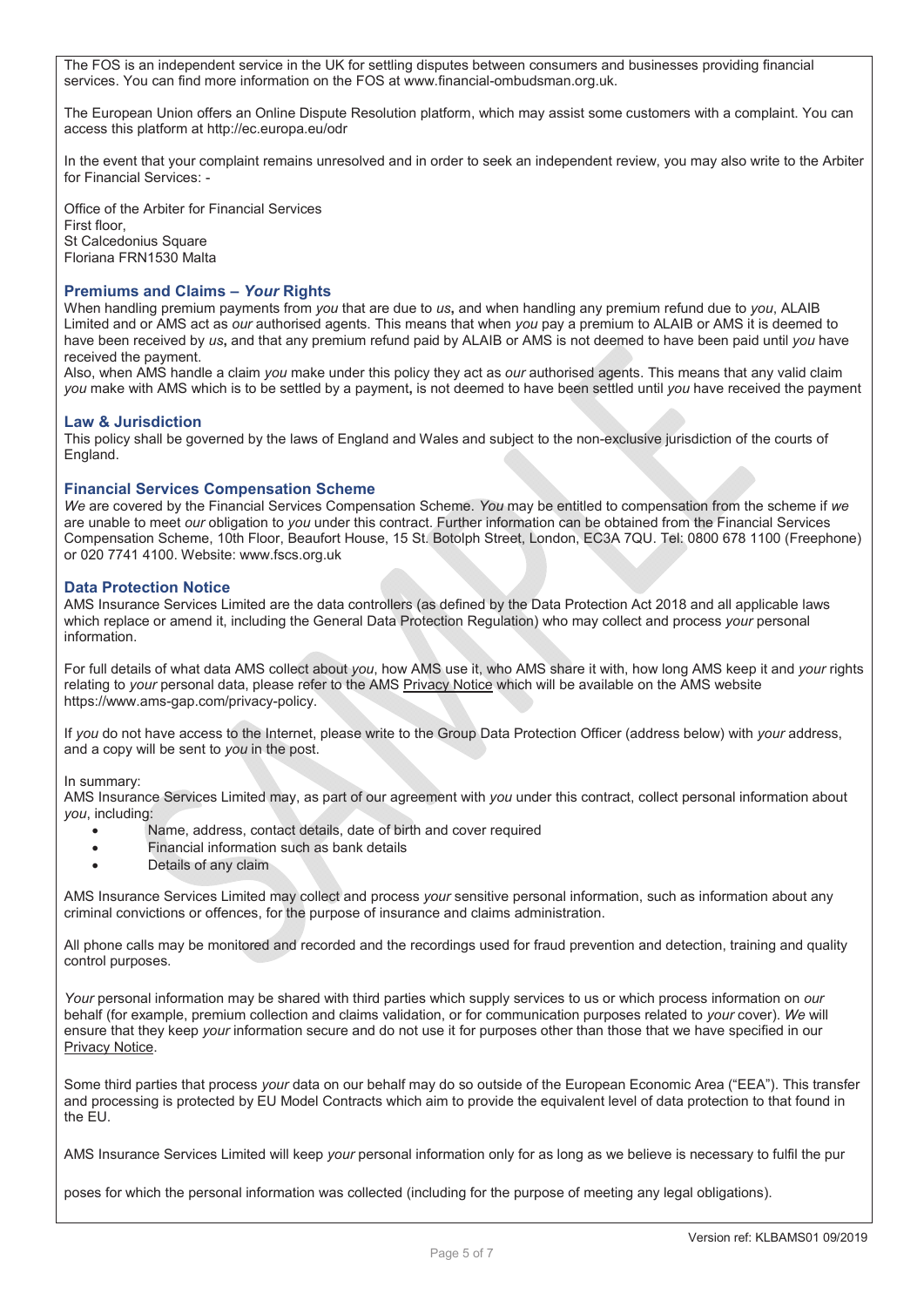The FOS is an independent service in the UK for settling disputes between consumers and businesses providing financial services. You can find more information on the FOS at www.financial-ombudsman.org.uk.

The European Union offers an Online Dispute Resolution platform, which may assist some customers with a complaint. You can access this platform at http://ec.europa.eu/odr

In the event that your complaint remains unresolved and in order to seek an independent review, you may also write to the Arbiter for Financial Services: -

Office of the Arbiter for Financial Services
First floor,
St Calcedonius Square
Floriana FRN1530 Malta

## Premiums and Claims – *Your* Rights

When handling premium payments from *you* that are due to *us***,** and when handling any premium refund due to *you*, ALAIB Limited and or AMS act as *our* authorised agents. This means that when *you* pay a premium to ALAIB or AMS it is deemed to have been received by *us***,** and that any premium refund paid by ALAIB or AMS is not deemed to have been paid until *you* have received the payment.
Also, when AMS handle a claim *you* make under this policy they act as *our* authorised agents. This means that any valid claim *you* make with AMS which is to be settled by a payment**,** is not deemed to have been settled until *you* have received the payment

## Law & Jurisdiction

This policy shall be governed by the laws of England and Wales and subject to the non-exclusive jurisdiction of the courts of England.

## Financial Services Compensation Scheme

*We* are covered by the Financial Services Compensation Scheme. *You* may be entitled to compensation from the scheme if *we* are unable to meet *our* obligation to *you* under this contract. Further information can be obtained from the Financial Services Compensation Scheme, 10th Floor, Beaufort House, 15 St. Botolph Street, London, EC3A 7QU. Tel: 0800 678 1100 (Freephone) or 020 7741 4100. Website: www.fscs.org.uk

## Data Protection Notice

AMS Insurance Services Limited are the data controllers (as defined by the Data Protection Act 2018 and all applicable laws which replace or amend it, including the General Data Protection Regulation) who may collect and process *your* personal information.

For full details of what data AMS collect about *you*, how AMS use it, who AMS share it with, how long AMS keep it and *your* rights relating to *your* personal data, please refer to the AMS Privacy Notice which will be available on the AMS website https://www.ams-gap.com/privacy-policy.

If *you* do not have access to the Internet, please write to the Group Data Protection Officer (address below) with *your* address, and a copy will be sent to *you* in the post.

In summary:
AMS Insurance Services Limited may, as part of our agreement with *you* under this contract, collect personal information about *you*, including:

- Name, address, contact details, date of birth and cover required
- Financial information such as bank details
- Details of any claim

AMS Insurance Services Limited may collect and process *your* sensitive personal information, such as information about any criminal convictions or offences, for the purpose of insurance and claims administration.

All phone calls may be monitored and recorded and the recordings used for fraud prevention and detection, training and quality control purposes.

*Your* personal information may be shared with third parties which supply services to us or which process information on *our* behalf (for example, premium collection and claims validation, or for communication purposes related to *your* cover). *We* will ensure that they keep *your* information secure and do not use it for purposes other than those that we have specified in our Privacy Notice.

Some third parties that process *your* data on our behalf may do so outside of the European Economic Area ("EEA"). This transfer and processing is protected by EU Model Contracts which aim to provide the equivalent level of data protection to that found in the EU.

AMS Insurance Services Limited will keep *your* personal information only for as long as we believe is necessary to fulfil the pur

poses for which the personal information was collected (including for the purpose of meeting any legal obligations).

Version ref: KLBAMS01 09/2019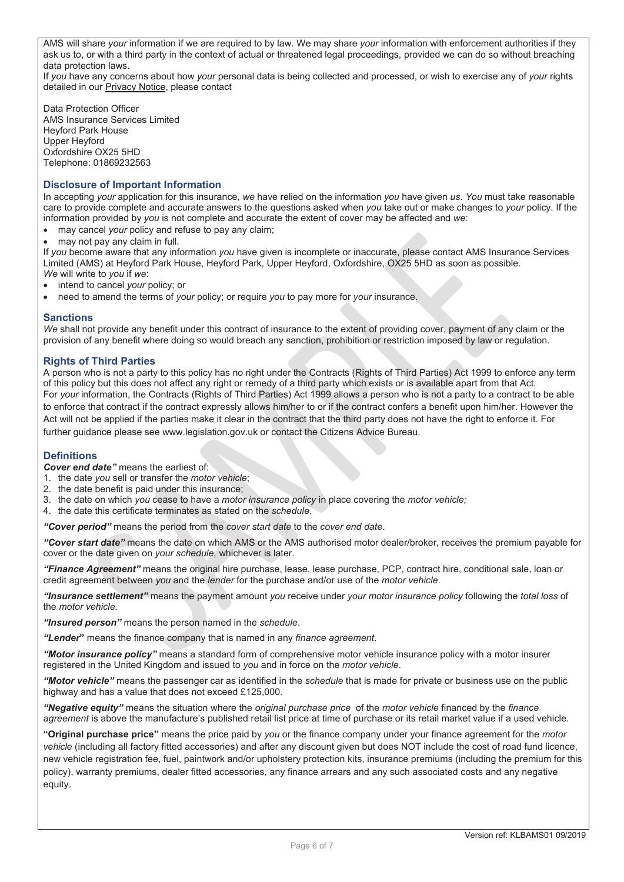AMS will share *your* information if we are required to by law. We may share *your* information with enforcement authorities if they ask us to, or with a third party in the context of actual or threatened legal proceedings, provided we can do so without breaching data protection laws.

If *you* have any concerns about how *your* personal data is being collected and processed, or wish to exercise any of *your* rights detailed in our Privacy Notice, please contact

Data Protection Officer
AMS Insurance Services Limited
Heyford Park House
Upper Heyford
Oxfordshire OX25 5HD
Telephone: 01869232563

## Disclosure of Important Information

In accepting *your* application for this insurance, *we* have relied on the information *you* have given *us*. *You* must take reasonable care to provide complete and accurate answers to the questions asked when *you* take out or make changes to *your* policy. If the information provided by *you* is not complete and accurate the extent of cover may be affected and *we*:

- may cancel *your* policy and refuse to pay any claim;
- may not pay any claim in full.

If *you* become aware that any information *you* have given is incomplete or inaccurate, please contact AMS Insurance Services Limited (AMS) at Heyford Park House, Heyford Park, Upper Heyford, Oxfordshire, OX25 5HD as soon as possible.

*We* will write to *you* if *we*:

- intend to cancel *your* policy; or
- need to amend the terms of *your* policy; or require *you* to pay more for *your* insurance.

## Sanctions

*We* shall not provide any benefit under this contract of insurance to the extent of providing cover, payment of any claim or the provision of any benefit where doing so would breach any sanction, prohibition or restriction imposed by law or regulation.

## Rights of Third Parties

A person who is not a party to this policy has no right under the Contracts (Rights of Third Parties) Act 1999 to enforce any term of this policy but this does not affect any right or remedy of a third party which exists or is available apart from that Act.

For *your* information, the Contracts (Rights of Third Parties) Act 1999 allows a person who is not a party to a contract to be able to enforce that contract if the contract expressly allows him/her to or if the contract confers a benefit upon him/her. However the Act will not be applied if the parties make it clear in the contract that the third party does not have the right to enforce it. For further guidance please see www.legislation.gov.uk or contact the Citizens Advice Bureau.

## Definitions

***Cover end date"*** means the earliest of:

1. the date *you* sell or transfer the *motor vehicle*;
2. the date benefit is paid under this insurance;
3. the date on which *you* cease to have a *motor insurance policy* in place covering the *motor vehicle;*
4. the date this certificate terminates as stated on the *schedule.*

***"Cover period"*** means the period from the *cover start date* to the *cover end date*.

***"Cover start date"*** means the date on which AMS or the AMS authorised motor dealer/broker, receives the premium payable for cover or the date given on *your schedule,* whichever is later.

***"Finance Agreement"*** means the original hire purchase, lease, lease purchase, PCP, contract hire, conditional sale, loan or credit agreement between *you* and the *lender* for the purchase and/or use of the *motor vehicle*.

***"Insurance settlement"*** means the payment amount *you* receive under *your motor insurance policy* following the *total loss* of the *motor vehicle.*

***"Insured person"*** means the person named in the *schedule*.

***"Lender*"** means the finance company that is named in any *finance agreement*.

***"Motor insurance policy"*** means a standard form of comprehensive motor vehicle insurance policy with a motor insurer registered in the United Kingdom and issued to *you* and in force on the *motor vehicle*.

***"Motor vehicle"*** means the passenger car as identified in the *schedule* that is made for private or business use on the public highway and has a value that does not exceed £125,000.

***"Negative equity"*** means the situation where the *original purchase price* of the *motor vehicle* financed by the *finance agreement* is above the manufacture's published retail list price at time of purchase or its retail market value if a used vehicle.

**"Original purchase price"** means the price paid by *you* or the finance company under your finance agreement for the *motor vehicle* (including all factory fitted accessories) and after any discount given but does NOT include the cost of road fund licence, new vehicle registration fee, fuel, paintwork and/or upholstery protection kits, insurance premiums (including the premium for this policy), warranty premiums, dealer fitted accessories, any finance arrears and any such associated costs and any negative equity.

Version ref: KLBAMS01 09/2019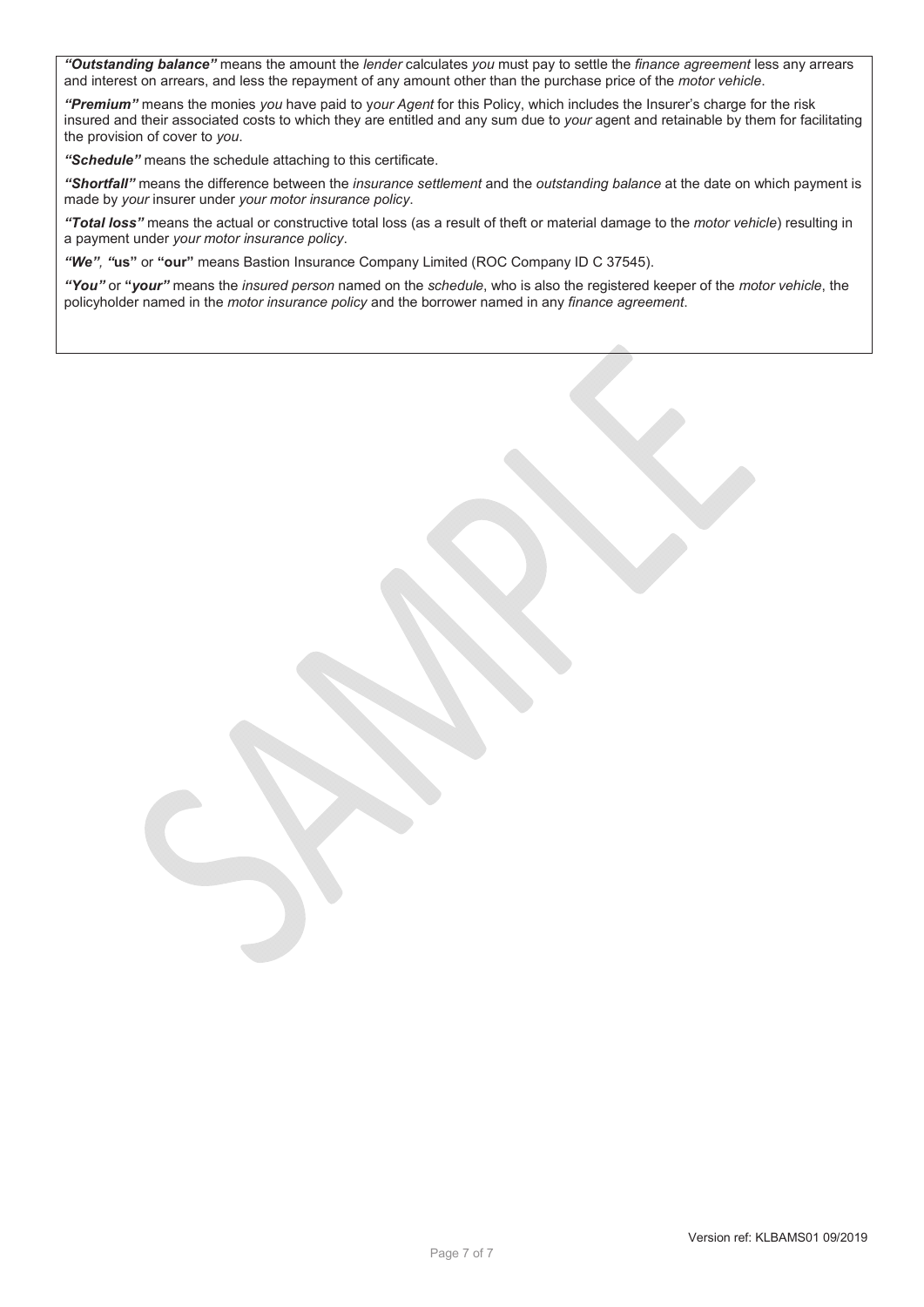***"Outstanding balance"*** means the amount the *lender* calculates *you* must pay to settle the *finance agreement* less any arrears and interest on arrears, and less the repayment of any amount other than the purchase price of the *motor vehicle*.

***"Premium"*** means the monies *you* have paid to *your Agent* for this Policy, which includes the Insurer's charge for the risk insured and their associated costs to which they are entitled and any sum due to *your* agent and retainable by them for facilitating the provision of cover to *you*.

***"Schedule"*** means the schedule attaching to this certificate.

***"Shortfall"*** means the difference between the *insurance settlement* and the *outstanding balance* at the date on which payment is made by *your* insurer under *your motor insurance policy*.

***"Total loss"*** means the actual or constructive total loss (as a result of theft or material damage to the *motor vehicle*) resulting in a payment under *your motor insurance policy*.

***"We", "*****us"** or **"our"** means Bastion Insurance Company Limited (ROC Company ID C 37545).

***"You"*** or **"*your*"** means the *insured person* named on the *schedule*, who is also the registered keeper of the *motor vehicle*, the policyholder named in the *motor insurance policy* and the borrower named in any *finance agreement*.

Version ref: KLBAMS01 09/2019